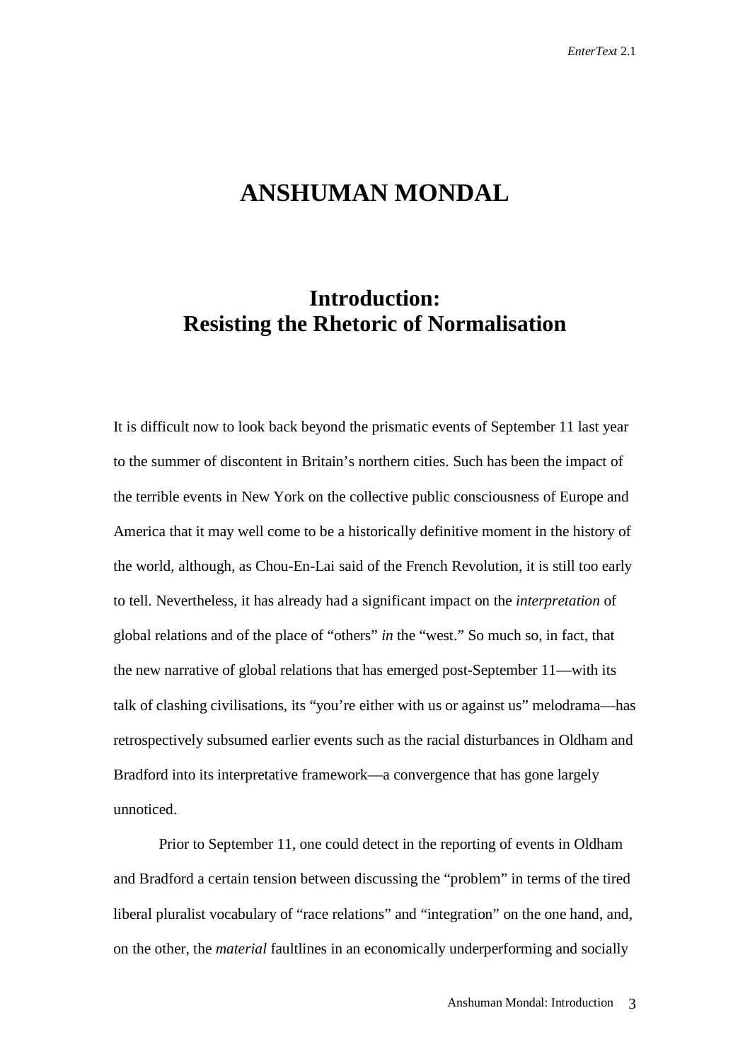# ANSHUMAN MONDAL

## Introduction: Resisting the Rhetoric of Normalisation

It is difficult now to look back beyond the prismatic events of September 11 last year to the summer of discontent in Britain's northern cities. Such has been the impact of the terrible events in New York on the collective public consciousness of Europe and America that it may well come to be a historically definitive moment in the history of the world, although, as Chou-En-Lai said of the French Revolution, it is still too early to tell. Nevertheless, it has already had a significant impact on the *interpretation* of global relations and of the place of "others" *in* the "west." So much so, in fact, that the new narrative of global relations that has emerged post-September 11—with its talk of clashing civilisations, its "you're either with us or against us" melodrama—has retrospectively subsumed earlier events such as the racial disturbances in Oldham and Bradford into its interpretative framework—a convergence that has gone largely unnoticed.

Prior to September 11, one could detect in the reporting of events in Oldham and Bradford a certain tension between discussing the "problem" in terms of the tired liberal pluralist vocabulary of "race relations" and "integration" on the one hand, and, on the other, the *material* faultlines in an economically underperforming and socially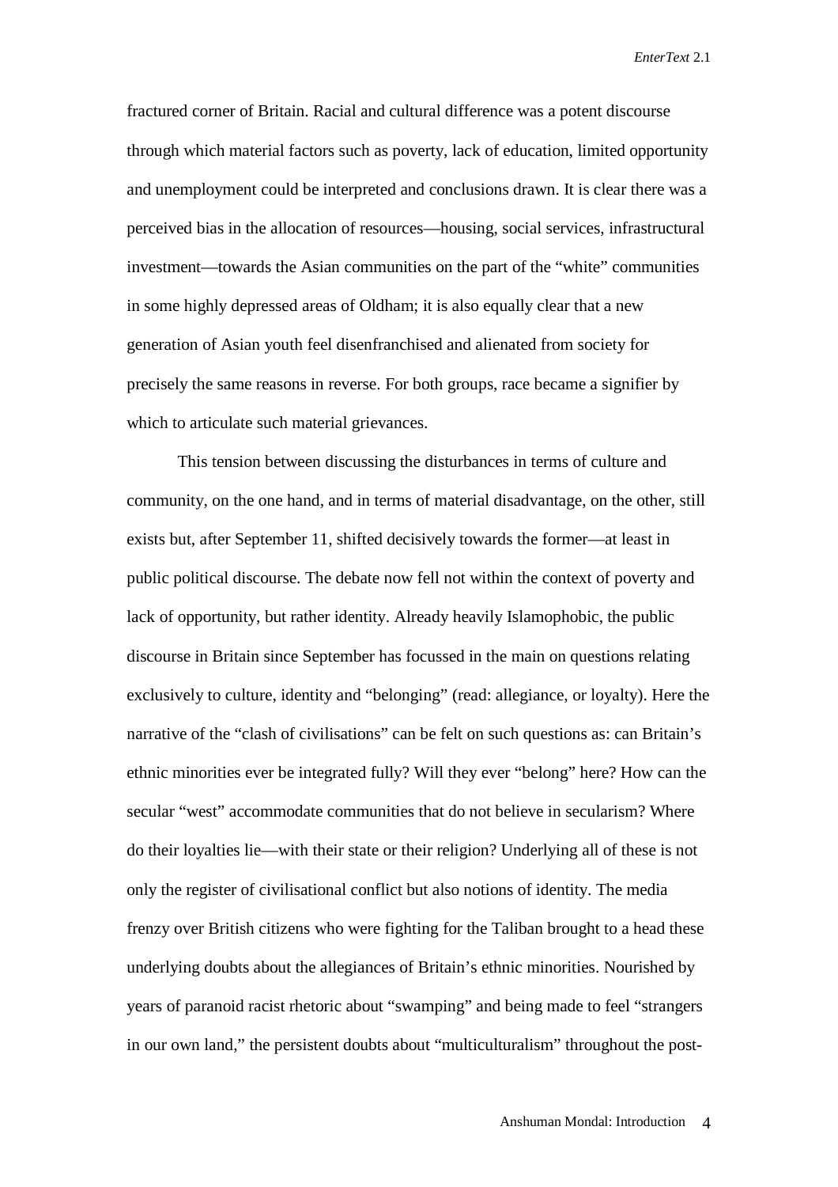fractured corner of Britain. Racial and cultural difference was a potent discourse through which material factors such as poverty, lack of education, limited opportunity and unemployment could be interpreted and conclusions drawn. It is clear there was a perceived bias in the allocation of resources—housing, social services, infrastructural investment—towards the Asian communities on the part of the "white" communities in some highly depressed areas of Oldham; it is also equally clear that a new generation of Asian youth feel disenfranchised and alienated from society for precisely the same reasons in reverse. For both groups, race became a signifier by which to articulate such material grievances.

This tension between discussing the disturbances in terms of culture and community, on the one hand, and in terms of material disadvantage, on the other, still exists but, after September 11, shifted decisively towards the former—at least in public political discourse. The debate now fell not within the context of poverty and lack of opportunity, but rather identity. Already heavily Islamophobic, the public discourse in Britain since September has focussed in the main on questions relating exclusively to culture, identity and "belonging" (read: allegiance, or loyalty). Here the narrative of the "clash of civilisations" can be felt on such questions as: can Britain's ethnic minorities ever be integrated fully? Will they ever "belong" here? How can the secular "west" accommodate communities that do not believe in secularism? Where do their loyalties lie—with their state or their religion? Underlying all of these is not only the register of civilisational conflict but also notions of identity. The media frenzy over British citizens who were fighting for the Taliban brought to a head these underlying doubts about the allegiances of Britain's ethnic minorities. Nourished by years of paranoid racist rhetoric about "swamping" and being made to feel "strangers in our own land," the persistent doubts about "multiculturalism" throughout the post-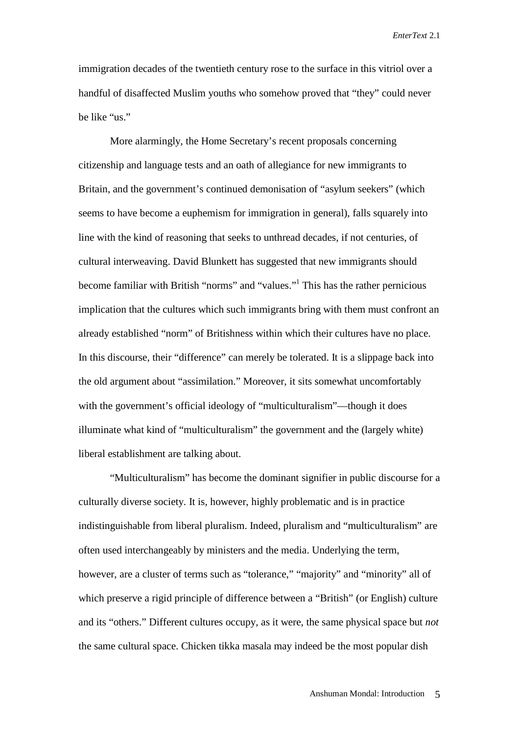immigration decades of the twentieth century rose to the surface in this vitriol over a handful of disaffected Muslim youths who somehow proved that "they" could never be like "us."

More alarmingly, the Home Secretary's recent proposals concerning citizenship and language tests and an oath of allegiance for new immigrants to Britain, and the government's continued demonisation of "asylum seekers" (which seems to have become a euphemism for immigration in general), falls squarely into line with the kind of reasoning that seeks to unthread decades, if not centuries, of cultural interweaving. David Blunkett has suggested that new immigrants should become familiar with British "norms" and "values."[1] This has the rather pernicious implication that the cultures which such immigrants bring with them must confront an already established "norm" of Britishness within which their cultures have no place. In this discourse, their "difference" can merely be tolerated. It is a slippage back into the old argument about "assimilation." Moreover, it sits somewhat uncomfortably with the government's official ideology of "multiculturalism"—though it does illuminate what kind of "multiculturalism" the government and the (largely white) liberal establishment are talking about.

"Multiculturalism" has become the dominant signifier in public discourse for a culturally diverse society. It is, however, highly problematic and is in practice indistinguishable from liberal pluralism. Indeed, pluralism and "multiculturalism" are often used interchangeably by ministers and the media. Underlying the term, however, are a cluster of terms such as "tolerance," "majority" and "minority" all of which preserve a rigid principle of difference between a "British" (or English) culture and its "others." Different cultures occupy, as it were, the same physical space but *not* the same cultural space. Chicken tikka masala may indeed be the most popular dish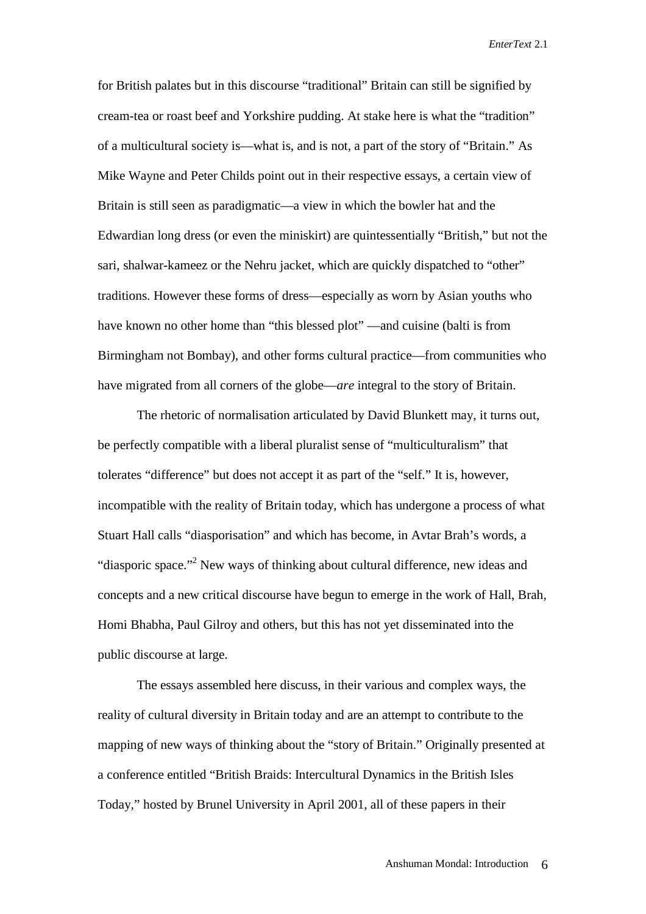for British palates but in this discourse "traditional" Britain can still be signified by cream-tea or roast beef and Yorkshire pudding. At stake here is what the "tradition" of a multicultural society is—what is, and is not, a part of the story of "Britain." As Mike Wayne and Peter Childs point out in their respective essays, a certain view of Britain is still seen as paradigmatic—a view in which the bowler hat and the Edwardian long dress (or even the miniskirt) are quintessentially "British," but not the sari, shalwar-kameez or the Nehru jacket, which are quickly dispatched to "other" traditions. However these forms of dress—especially as worn by Asian youths who have known no other home than "this blessed plot" —and cuisine (balti is from Birmingham not Bombay), and other forms cultural practice—from communities who have migrated from all corners of the globe—*are* integral to the story of Britain.

The rhetoric of normalisation articulated by David Blunkett may, it turns out, be perfectly compatible with a liberal pluralist sense of "multiculturalism" that tolerates "difference" but does not accept it as part of the "self." It is, however, incompatible with the reality of Britain today, which has undergone a process of what Stuart Hall calls "diasporisation" and which has become, in Avtar Brah's words, a "diasporic space."[2] New ways of thinking about cultural difference, new ideas and concepts and a new critical discourse have begun to emerge in the work of Hall, Brah, Homi Bhabha, Paul Gilroy and others, but this has not yet disseminated into the public discourse at large.

The essays assembled here discuss, in their various and complex ways, the reality of cultural diversity in Britain today and are an attempt to contribute to the mapping of new ways of thinking about the "story of Britain." Originally presented at a conference entitled "British Braids: Intercultural Dynamics in the British Isles Today," hosted by Brunel University in April 2001, all of these papers in their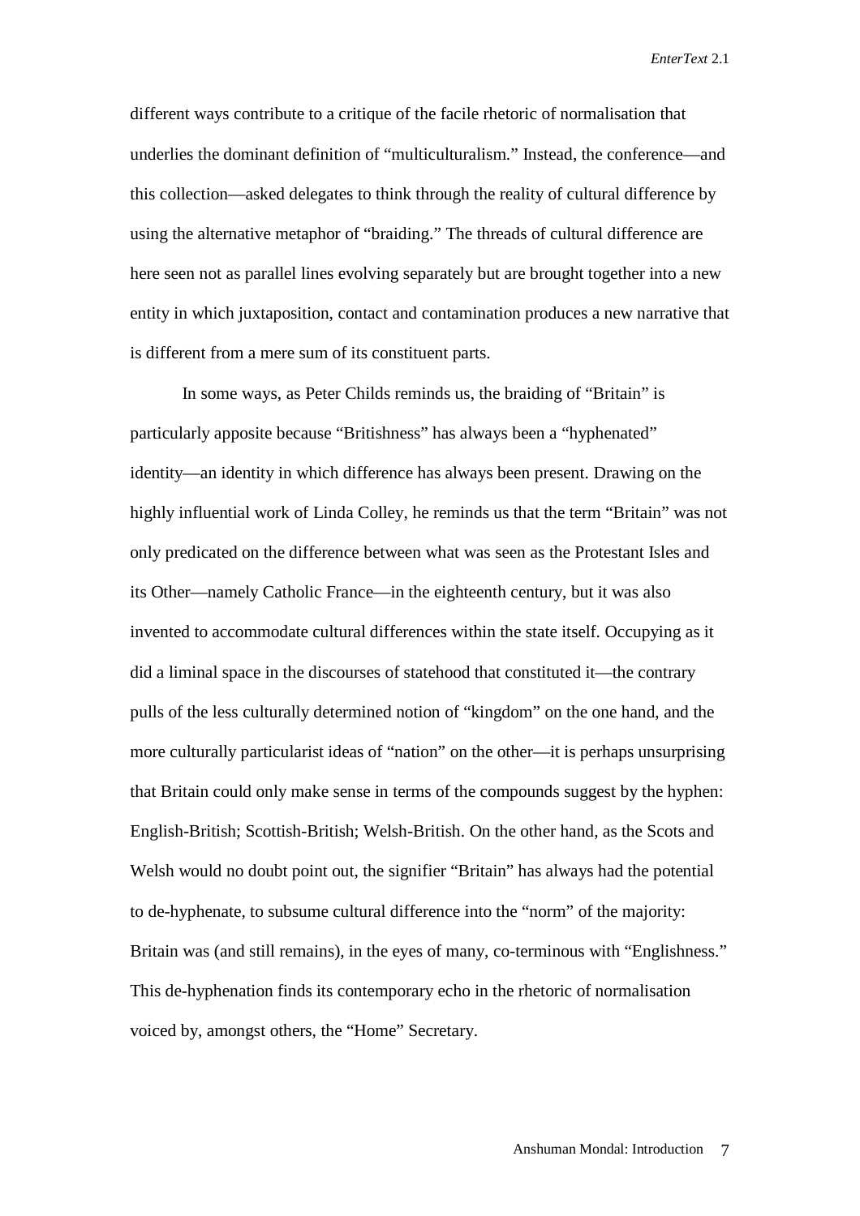different ways contribute to a critique of the facile rhetoric of normalisation that underlies the dominant definition of "multiculturalism." Instead, the conference—and this collection—asked delegates to think through the reality of cultural difference by using the alternative metaphor of "braiding." The threads of cultural difference are here seen not as parallel lines evolving separately but are brought together into a new entity in which juxtaposition, contact and contamination produces a new narrative that is different from a mere sum of its constituent parts.

In some ways, as Peter Childs reminds us, the braiding of "Britain" is particularly apposite because "Britishness" has always been a "hyphenated" identity—an identity in which difference has always been present. Drawing on the highly influential work of Linda Colley, he reminds us that the term "Britain" was not only predicated on the difference between what was seen as the Protestant Isles and its Other—namely Catholic France—in the eighteenth century, but it was also invented to accommodate cultural differences within the state itself. Occupying as it did a liminal space in the discourses of statehood that constituted it—the contrary pulls of the less culturally determined notion of "kingdom" on the one hand, and the more culturally particularist ideas of "nation" on the other—it is perhaps unsurprising that Britain could only make sense in terms of the compounds suggest by the hyphen: English-British; Scottish-British; Welsh-British. On the other hand, as the Scots and Welsh would no doubt point out, the signifier "Britain" has always had the potential to de-hyphenate, to subsume cultural difference into the "norm" of the majority: Britain was (and still remains), in the eyes of many, co-terminous with "Englishness." This de-hyphenation finds its contemporary echo in the rhetoric of normalisation voiced by, amongst others, the "Home" Secretary.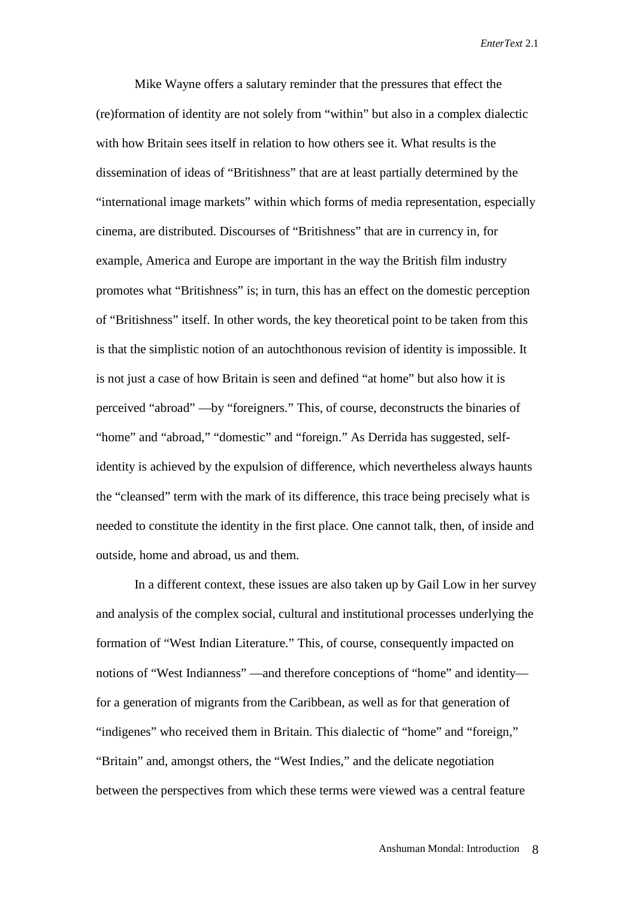Mike Wayne offers a salutary reminder that the pressures that effect the (re)formation of identity are not solely from "within" but also in a complex dialectic with how Britain sees itself in relation to how others see it. What results is the dissemination of ideas of "Britishness" that are at least partially determined by the "international image markets" within which forms of media representation, especially cinema, are distributed. Discourses of "Britishness" that are in currency in, for example, America and Europe are important in the way the British film industry promotes what "Britishness" is; in turn, this has an effect on the domestic perception of "Britishness" itself. In other words, the key theoretical point to be taken from this is that the simplistic notion of an autochthonous revision of identity is impossible. It is not just a case of how Britain is seen and defined "at home" but also how it is perceived "abroad" —by "foreigners." This, of course, deconstructs the binaries of "home" and "abroad," "domestic" and "foreign." As Derrida has suggested, self-identity is achieved by the expulsion of difference, which nevertheless always haunts the "cleansed" term with the mark of its difference, this trace being precisely what is needed to constitute the identity in the first place. One cannot talk, then, of inside and outside, home and abroad, us and them.

In a different context, these issues are also taken up by Gail Low in her survey and analysis of the complex social, cultural and institutional processes underlying the formation of "West Indian Literature." This, of course, consequently impacted on notions of "West Indianness" —and therefore conceptions of "home" and identity— for a generation of migrants from the Caribbean, as well as for that generation of "indigenes" who received them in Britain. This dialectic of "home" and "foreign," "Britain" and, amongst others, the "West Indies," and the delicate negotiation between the perspectives from which these terms were viewed was a central feature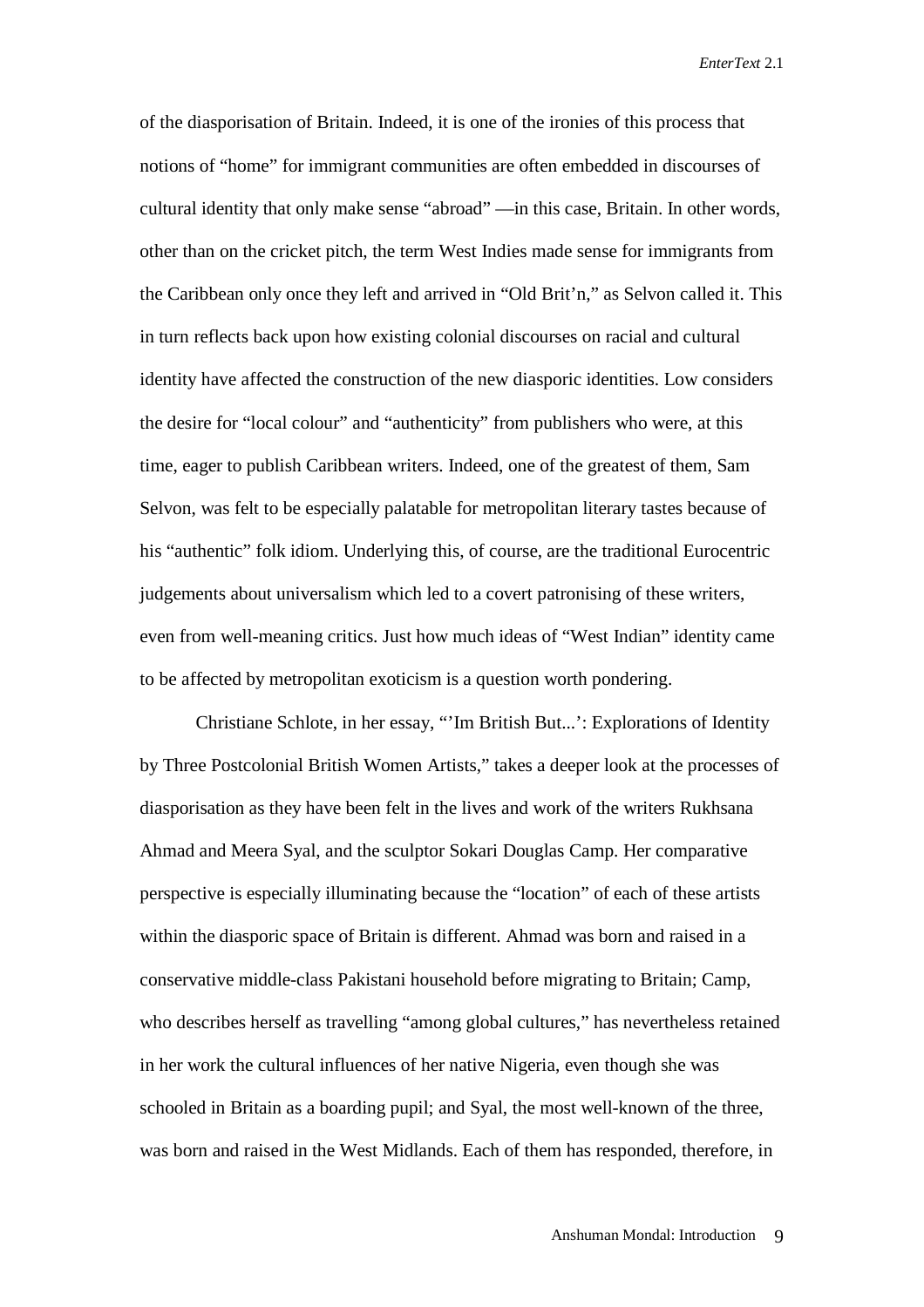of the diasporisation of Britain. Indeed, it is one of the ironies of this process that notions of "home" for immigrant communities are often embedded in discourses of cultural identity that only make sense "abroad" —in this case, Britain. In other words, other than on the cricket pitch, the term West Indies made sense for immigrants from the Caribbean only once they left and arrived in "Old Brit'n," as Selvon called it. This in turn reflects back upon how existing colonial discourses on racial and cultural identity have affected the construction of the new diasporic identities. Low considers the desire for "local colour" and "authenticity" from publishers who were, at this time, eager to publish Caribbean writers. Indeed, one of the greatest of them, Sam Selvon, was felt to be especially palatable for metropolitan literary tastes because of his "authentic" folk idiom. Underlying this, of course, are the traditional Eurocentric judgements about universalism which led to a covert patronising of these writers, even from well-meaning critics. Just how much ideas of "West Indian" identity came to be affected by metropolitan exoticism is a question worth pondering.

Christiane Schlote, in her essay, "'Im British But...': Explorations of Identity by Three Postcolonial British Women Artists," takes a deeper look at the processes of diasporisation as they have been felt in the lives and work of the writers Rukhsana Ahmad and Meera Syal, and the sculptor Sokari Douglas Camp. Her comparative perspective is especially illuminating because the "location" of each of these artists within the diasporic space of Britain is different. Ahmad was born and raised in a conservative middle-class Pakistani household before migrating to Britain; Camp, who describes herself as travelling "among global cultures," has nevertheless retained in her work the cultural influences of her native Nigeria, even though she was schooled in Britain as a boarding pupil; and Syal, the most well-known of the three, was born and raised in the West Midlands. Each of them has responded, therefore, in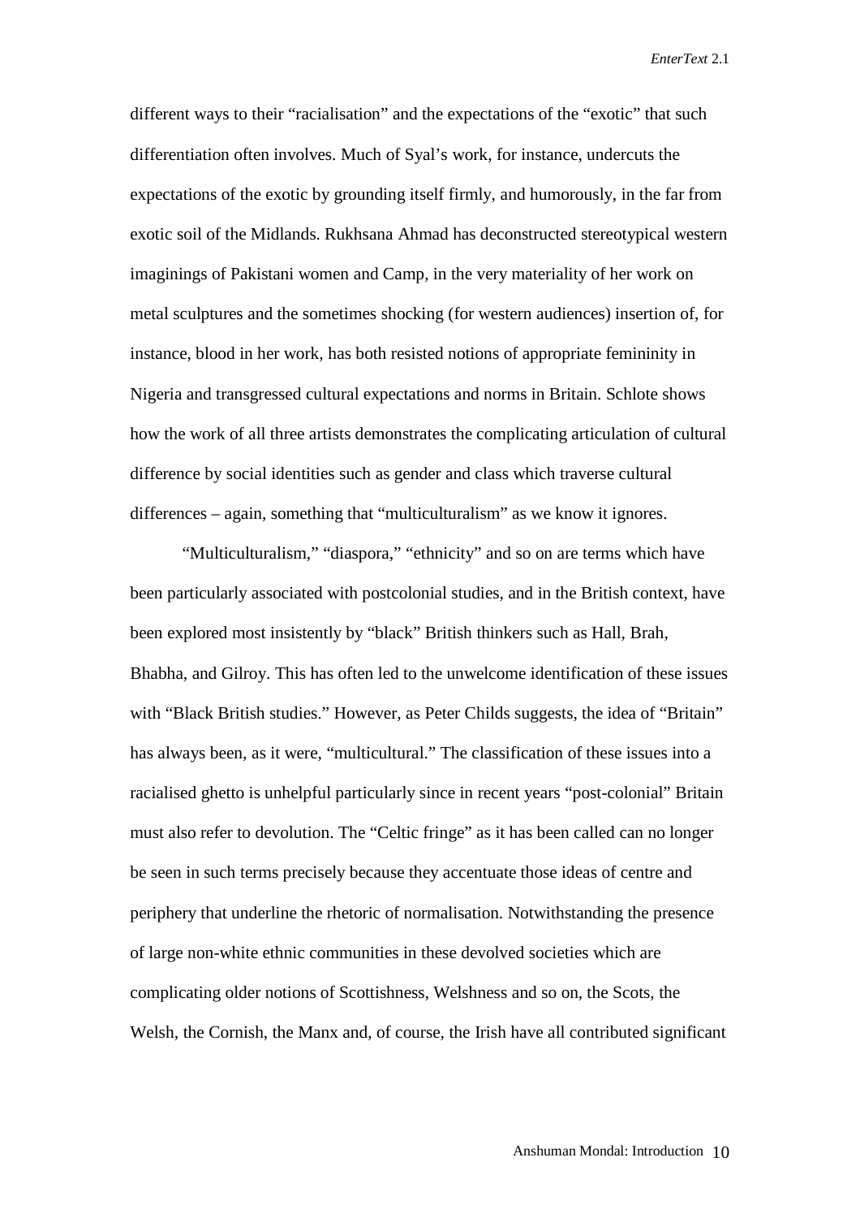different ways to their "racialisation" and the expectations of the "exotic" that such differentiation often involves. Much of Syal's work, for instance, undercuts the expectations of the exotic by grounding itself firmly, and humorously, in the far from exotic soil of the Midlands. Rukhsana Ahmad has deconstructed stereotypical western imaginings of Pakistani women and Camp, in the very materiality of her work on metal sculptures and the sometimes shocking (for western audiences) insertion of, for instance, blood in her work, has both resisted notions of appropriate femininity in Nigeria and transgressed cultural expectations and norms in Britain. Schlote shows how the work of all three artists demonstrates the complicating articulation of cultural difference by social identities such as gender and class which traverse cultural differences – again, something that "multiculturalism" as we know it ignores.

"Multiculturalism," "diaspora," "ethnicity" and so on are terms which have been particularly associated with postcolonial studies, and in the British context, have been explored most insistently by "black" British thinkers such as Hall, Brah, Bhabha, and Gilroy. This has often led to the unwelcome identification of these issues with "Black British studies." However, as Peter Childs suggests, the idea of "Britain" has always been, as it were, "multicultural." The classification of these issues into a racialised ghetto is unhelpful particularly since in recent years "post-colonial" Britain must also refer to devolution. The "Celtic fringe" as it has been called can no longer be seen in such terms precisely because they accentuate those ideas of centre and periphery that underline the rhetoric of normalisation. Notwithstanding the presence of large non-white ethnic communities in these devolved societies which are complicating older notions of Scottishness, Welshness and so on, the Scots, the Welsh, the Cornish, the Manx and, of course, the Irish have all contributed significant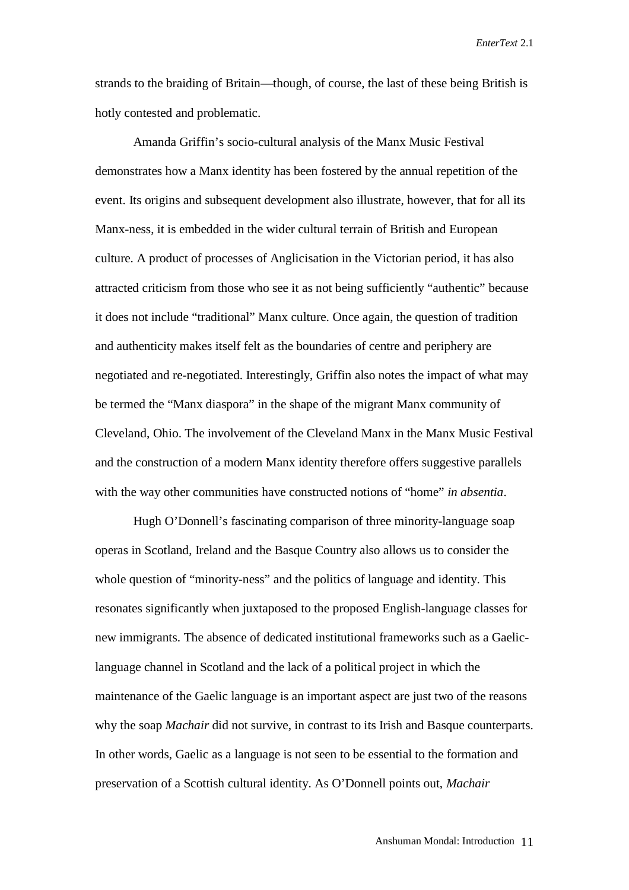strands to the braiding of Britain—though, of course, the last of these being British is hotly contested and problematic.

Amanda Griffin's socio-cultural analysis of the Manx Music Festival demonstrates how a Manx identity has been fostered by the annual repetition of the event. Its origins and subsequent development also illustrate, however, that for all its Manx-ness, it is embedded in the wider cultural terrain of British and European culture. A product of processes of Anglicisation in the Victorian period, it has also attracted criticism from those who see it as not being sufficiently "authentic" because it does not include "traditional" Manx culture. Once again, the question of tradition and authenticity makes itself felt as the boundaries of centre and periphery are negotiated and re-negotiated. Interestingly, Griffin also notes the impact of what may be termed the "Manx diaspora" in the shape of the migrant Manx community of Cleveland, Ohio. The involvement of the Cleveland Manx in the Manx Music Festival and the construction of a modern Manx identity therefore offers suggestive parallels with the way other communities have constructed notions of "home" *in absentia*.

Hugh O'Donnell's fascinating comparison of three minority-language soap operas in Scotland, Ireland and the Basque Country also allows us to consider the whole question of "minority-ness" and the politics of language and identity. This resonates significantly when juxtaposed to the proposed English-language classes for new immigrants. The absence of dedicated institutional frameworks such as a Gaelic-language channel in Scotland and the lack of a political project in which the maintenance of the Gaelic language is an important aspect are just two of the reasons why the soap *Machair* did not survive, in contrast to its Irish and Basque counterparts. In other words, Gaelic as a language is not seen to be essential to the formation and preservation of a Scottish cultural identity. As O'Donnell points out, *Machair*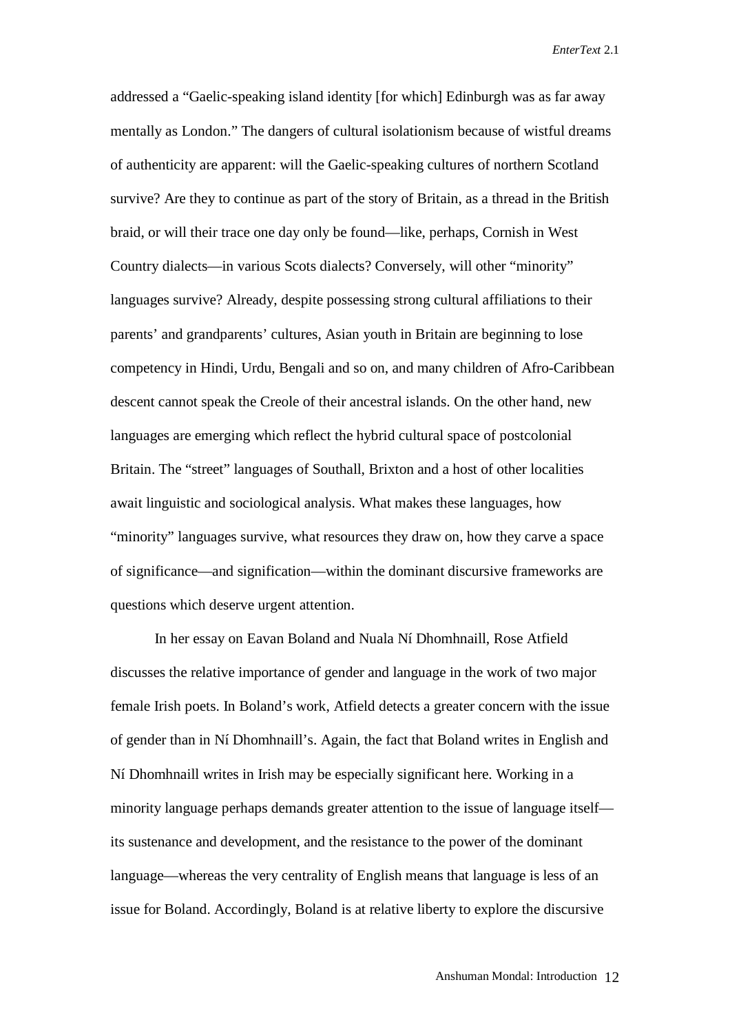addressed a "Gaelic-speaking island identity [for which] Edinburgh was as far away mentally as London." The dangers of cultural isolationism because of wistful dreams of authenticity are apparent: will the Gaelic-speaking cultures of northern Scotland survive? Are they to continue as part of the story of Britain, as a thread in the British braid, or will their trace one day only be found—like, perhaps, Cornish in West Country dialects—in various Scots dialects? Conversely, will other "minority" languages survive? Already, despite possessing strong cultural affiliations to their parents' and grandparents' cultures, Asian youth in Britain are beginning to lose competency in Hindi, Urdu, Bengali and so on, and many children of Afro-Caribbean descent cannot speak the Creole of their ancestral islands. On the other hand, new languages are emerging which reflect the hybrid cultural space of postcolonial Britain. The "street" languages of Southall, Brixton and a host of other localities await linguistic and sociological analysis. What makes these languages, how "minority" languages survive, what resources they draw on, how they carve a space of significance—and signification—within the dominant discursive frameworks are questions which deserve urgent attention.

In her essay on Eavan Boland and Nuala Ní Dhomhnaill, Rose Atfield discusses the relative importance of gender and language in the work of two major female Irish poets. In Boland's work, Atfield detects a greater concern with the issue of gender than in Ní Dhomhnaill's. Again, the fact that Boland writes in English and Ní Dhomhnaill writes in Irish may be especially significant here. Working in a minority language perhaps demands greater attention to the issue of language itself—its sustenance and development, and the resistance to the power of the dominant language—whereas the very centrality of English means that language is less of an issue for Boland. Accordingly, Boland is at relative liberty to explore the discursive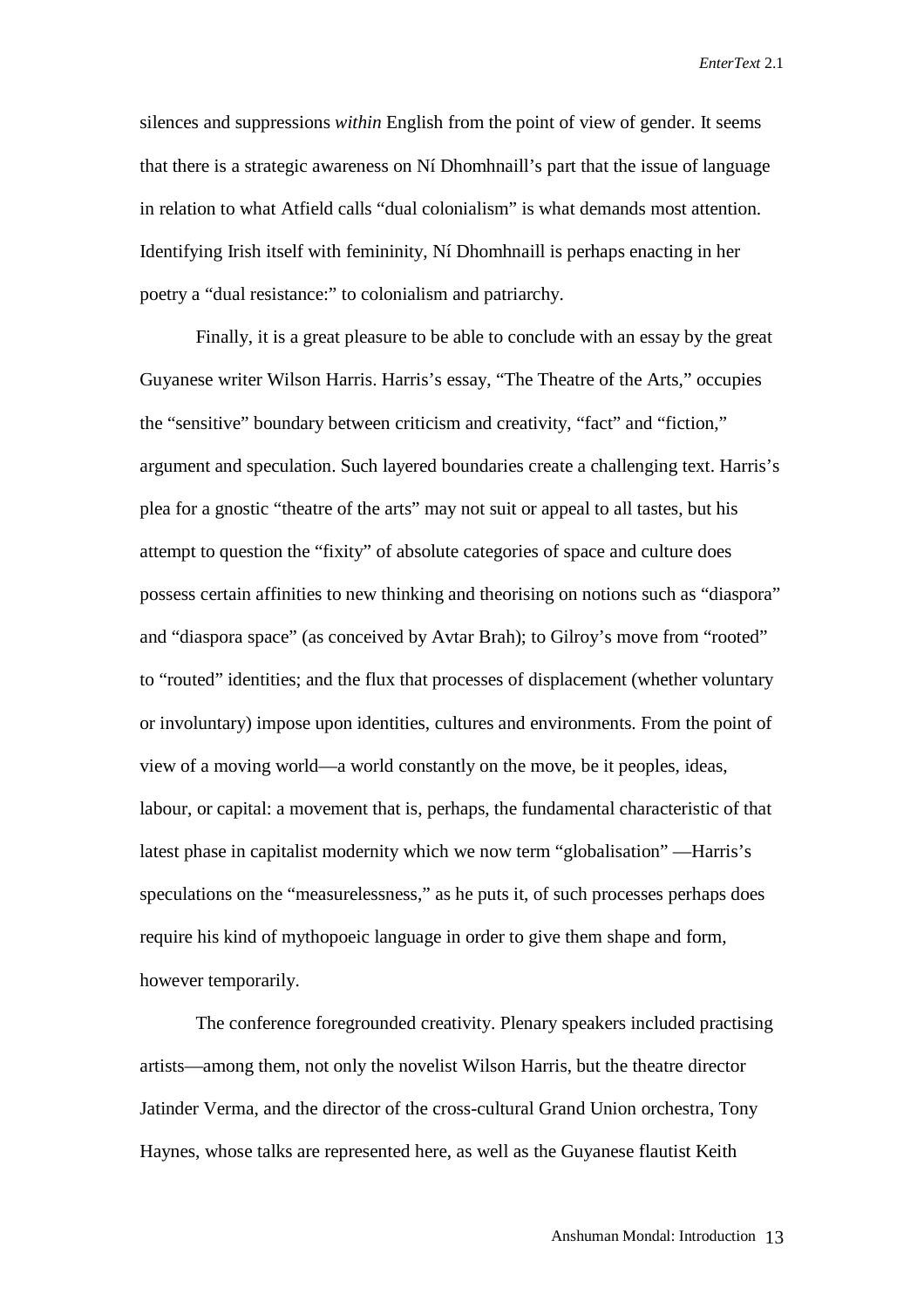silences and suppressions *within* English from the point of view of gender. It seems that there is a strategic awareness on Ní Dhomhnaill's part that the issue of language in relation to what Atfield calls "dual colonialism" is what demands most attention. Identifying Irish itself with femininity, Ní Dhomhnaill is perhaps enacting in her poetry a "dual resistance:" to colonialism and patriarchy.

Finally, it is a great pleasure to be able to conclude with an essay by the great Guyanese writer Wilson Harris. Harris's essay, "The Theatre of the Arts," occupies the "sensitive" boundary between criticism and creativity, "fact" and "fiction," argument and speculation. Such layered boundaries create a challenging text. Harris's plea for a gnostic "theatre of the arts" may not suit or appeal to all tastes, but his attempt to question the "fixity" of absolute categories of space and culture does possess certain affinities to new thinking and theorising on notions such as "diaspora" and "diaspora space" (as conceived by Avtar Brah); to Gilroy's move from "rooted" to "routed" identities; and the flux that processes of displacement (whether voluntary or involuntary) impose upon identities, cultures and environments. From the point of view of a moving world—a world constantly on the move, be it peoples, ideas, labour, or capital: a movement that is, perhaps, the fundamental characteristic of that latest phase in capitalist modernity which we now term "globalisation" —Harris's speculations on the "measurelessness," as he puts it, of such processes perhaps does require his kind of mythopoeic language in order to give them shape and form, however temporarily.

The conference foregrounded creativity. Plenary speakers included practising artists—among them, not only the novelist Wilson Harris, but the theatre director Jatinder Verma, and the director of the cross-cultural Grand Union orchestra, Tony Haynes, whose talks are represented here, as well as the Guyanese flautist Keith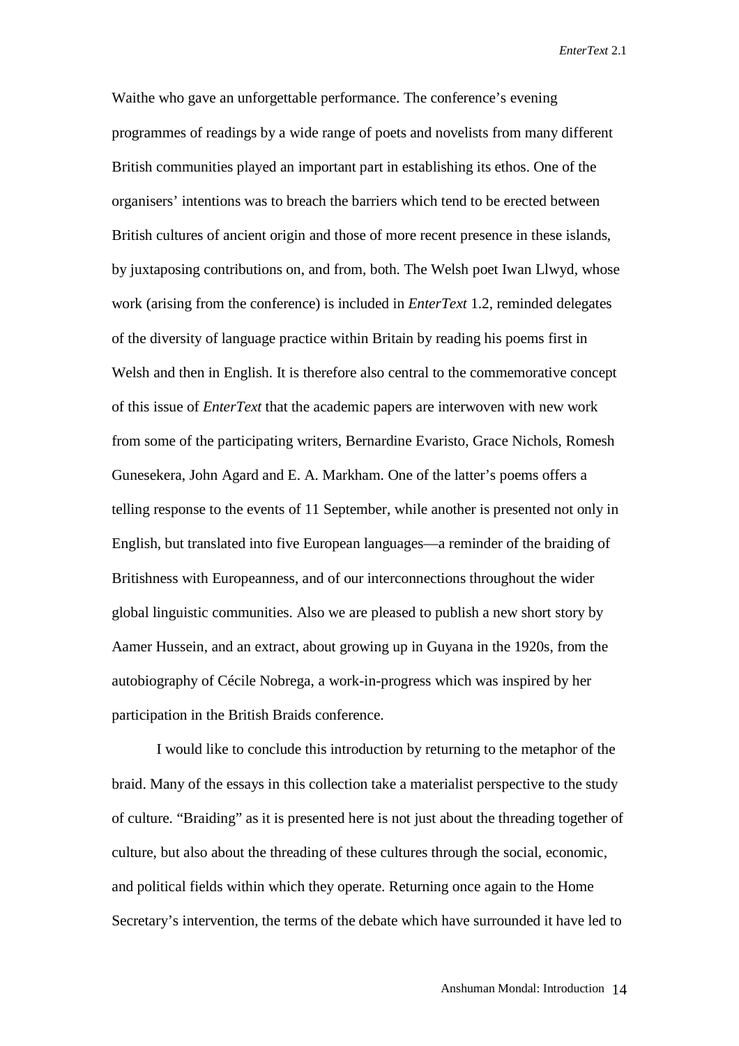Waithe who gave an unforgettable performance. The conference's evening programmes of readings by a wide range of poets and novelists from many different British communities played an important part in establishing its ethos. One of the organisers' intentions was to breach the barriers which tend to be erected between British cultures of ancient origin and those of more recent presence in these islands, by juxtaposing contributions on, and from, both. The Welsh poet Iwan Llwyd, whose work (arising from the conference) is included in *EnterText* 1.2, reminded delegates of the diversity of language practice within Britain by reading his poems first in Welsh and then in English. It is therefore also central to the commemorative concept of this issue of *EnterText* that the academic papers are interwoven with new work from some of the participating writers, Bernardine Evaristo, Grace Nichols, Romesh Gunesekera, John Agard and E. A. Markham. One of the latter's poems offers a telling response to the events of 11 September, while another is presented not only in English, but translated into five European languages—a reminder of the braiding of Britishness with Europeanness, and of our interconnections throughout the wider global linguistic communities. Also we are pleased to publish a new short story by Aamer Hussein, and an extract, about growing up in Guyana in the 1920s, from the autobiography of Cécile Nobrega, a work-in-progress which was inspired by her participation in the British Braids conference.

I would like to conclude this introduction by returning to the metaphor of the braid. Many of the essays in this collection take a materialist perspective to the study of culture. "Braiding" as it is presented here is not just about the threading together of culture, but also about the threading of these cultures through the social, economic, and political fields within which they operate. Returning once again to the Home Secretary's intervention, the terms of the debate which have surrounded it have led to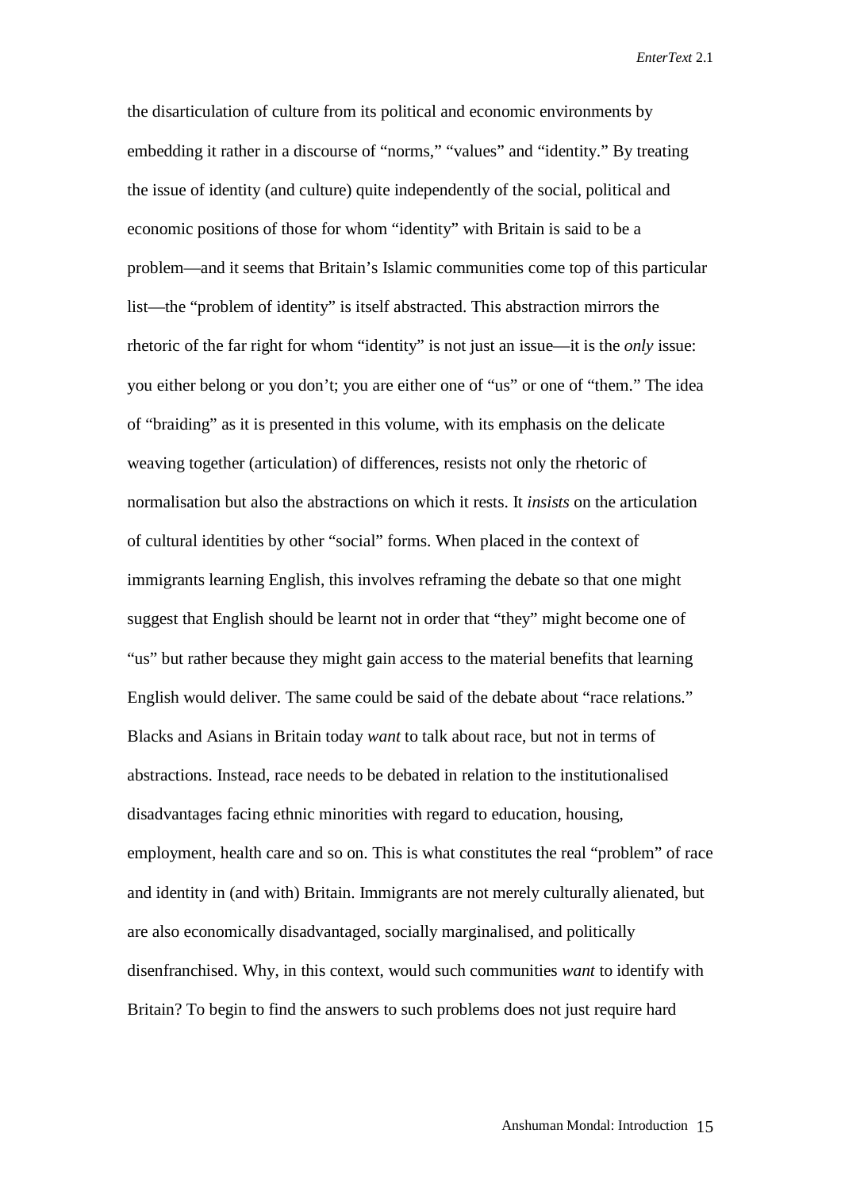the disarticulation of culture from its political and economic environments by embedding it rather in a discourse of "norms," "values" and "identity." By treating the issue of identity (and culture) quite independently of the social, political and economic positions of those for whom "identity" with Britain is said to be a problem—and it seems that Britain's Islamic communities come top of this particular list—the "problem of identity" is itself abstracted. This abstraction mirrors the rhetoric of the far right for whom "identity" is not just an issue—it is the *only* issue: you either belong or you don't; you are either one of "us" or one of "them." The idea of "braiding" as it is presented in this volume, with its emphasis on the delicate weaving together (articulation) of differences, resists not only the rhetoric of normalisation but also the abstractions on which it rests. It *insists* on the articulation of cultural identities by other "social" forms. When placed in the context of immigrants learning English, this involves reframing the debate so that one might suggest that English should be learnt not in order that "they" might become one of "us" but rather because they might gain access to the material benefits that learning English would deliver. The same could be said of the debate about "race relations." Blacks and Asians in Britain today *want* to talk about race, but not in terms of abstractions. Instead, race needs to be debated in relation to the institutionalised disadvantages facing ethnic minorities with regard to education, housing, employment, health care and so on. This is what constitutes the real "problem" of race and identity in (and with) Britain. Immigrants are not merely culturally alienated, but are also economically disadvantaged, socially marginalised, and politically disenfranchised. Why, in this context, would such communities *want* to identify with Britain? To begin to find the answers to such problems does not just require hard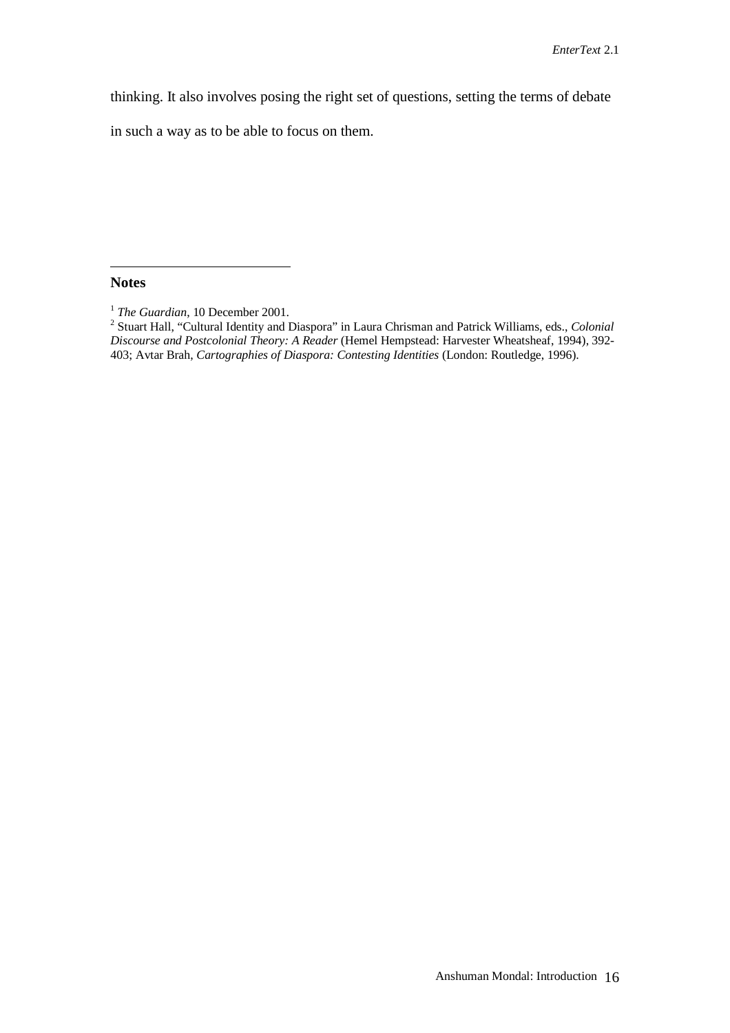thinking. It also involves posing the right set of questions, setting the terms of debate in such a way as to be able to focus on them.

---

**Notes**

[1] *The Guardian*, 10 December 2001.

[2] Stuart Hall, "Cultural Identity and Diaspora" in Laura Chrisman and Patrick Williams, eds., *Colonial Discourse and Postcolonial Theory: A Reader* (Hemel Hempstead: Harvester Wheatsheaf, 1994), 392-403; Avtar Brah, *Cartographies of Diaspora: Contesting Identities* (London: Routledge, 1996).